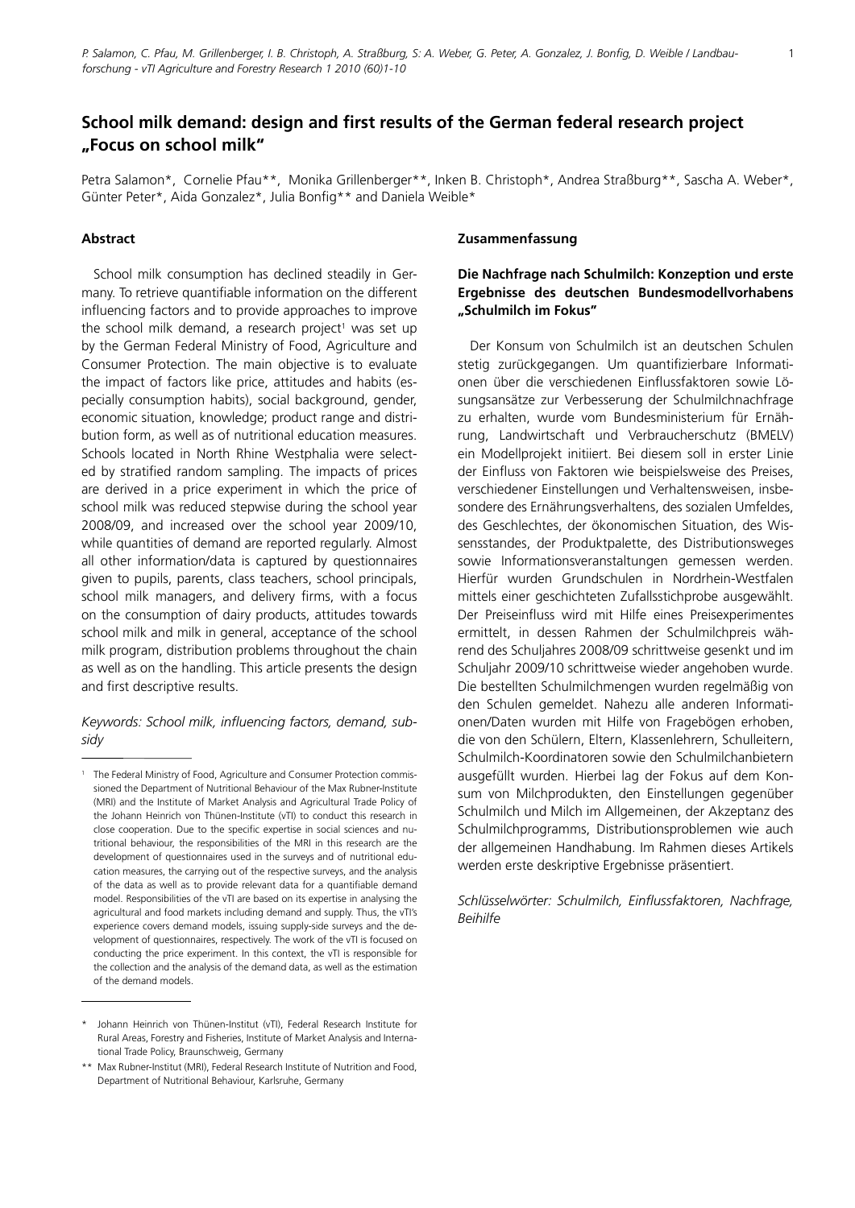# School milk demand: design and first results of the German federal research project „Focus on school milk"

Petra Salamon*, Cornelie Pfau**, Monika Grillenberger**, Inken B. Christoph*, Andrea Straßburg**, Sascha A. Weber*, Günter Peter*, Aida Gonzalez*, Julia Bonfig** and Daniela Weible*

## Abstract

School milk consumption has declined steadily in Germany. To retrieve quantifiable information on the different influencing factors and to provide approaches to improve the school milk demand, a research project[1] was set up by the German Federal Ministry of Food, Agriculture and Consumer Protection. The main objective is to evaluate the impact of factors like price, attitudes and habits (especially consumption habits), social background, gender, economic situation, knowledge; product range and distribution form, as well as of nutritional education measures. Schools located in North Rhine Westphalia were selected by stratified random sampling. The impacts of prices are derived in a price experiment in which the price of school milk was reduced stepwise during the school year 2008/09, and increased over the school year 2009/10, while quantities of demand are reported regularly. Almost all other information/data is captured by questionnaires given to pupils, parents, class teachers, school principals, school milk managers, and delivery firms, with a focus on the consumption of dairy products, attitudes towards school milk and milk in general, acceptance of the school milk program, distribution problems throughout the chain as well as on the handling. This article presents the design and first descriptive results.

*Keywords: School milk, influencing factors, demand, subsidy*

## Zusammenfassung

### Die Nachfrage nach Schulmilch: Konzeption und erste Ergebnisse des deutschen Bundesmodellvorhabens „Schulmilch im Fokus"

Der Konsum von Schulmilch ist an deutschen Schulen stetig zurückgegangen. Um quantifizierbare Informationen über die verschiedenen Einflussfaktoren sowie Lösungsansätze zur Verbesserung der Schulmilchnachfrage zu erhalten, wurde vom Bundesministerium für Ernährung, Landwirtschaft und Verbraucherschutz (BMELV) ein Modellprojekt initiiert. Bei diesem soll in erster Linie der Einfluss von Faktoren wie beispielsweise des Preises, verschiedener Einstellungen und Verhaltensweisen, insbesondere des Ernährungsverhaltens, des sozialen Umfeldes, des Geschlechtes, der ökonomischen Situation, des Wissensstandes, der Produktpalette, des Distributionsweges sowie Informationsveranstaltungen gemessen werden. Hierfür wurden Grundschulen in Nordrhein-Westfalen mittels einer geschichteten Zufallsstichprobe ausgewählt. Der Preiseinfluss wird mit Hilfe eines Preisexperimentes ermittelt, in dessen Rahmen der Schulmilchpreis während des Schuljahres 2008/09 schrittweise gesenkt und im Schuljahr 2009/10 schrittweise wieder angehoben wurde. Die bestellten Schulmilchmengen wurden regelmäßig von den Schulen gemeldet. Nahezu alle anderen Informationen/Daten wurden mit Hilfe von Fragebögen erhoben, die von den Schülern, Eltern, Klassenlehrern, Schulleitern, Schulmilch-Koordinatoren sowie den Schulmilchanbietern ausgefüllt wurden. Hierbei lag der Fokus auf dem Konsum von Milchprodukten, den Einstellungen gegenüber Schulmilch und Milch im Allgemeinen, der Akzeptanz des Schulmilchprogramms, Distributionsproblemen wie auch der allgemeinen Handhabung. Im Rahmen dieses Artikels werden erste deskriptive Ergebnisse präsentiert.

*Schlüsselwörter: Schulmilch, Einflussfaktoren, Nachfrage, Beihilfe*

---

[1] The Federal Ministry of Food, Agriculture and Consumer Protection commissioned the Department of Nutritional Behaviour of the Max Rubner-Institute (MRI) and the Institute of Market Analysis and Agricultural Trade Policy of the Johann Heinrich von Thünen-Institute (vTI) to conduct this research in close cooperation. Due to the specific expertise in social sciences and nutritional behaviour, the responsibilities of the MRI in this research are the development of questionnaires used in the surveys and of nutritional education measures, the carrying out of the respective surveys, and the analysis of the data as well as to provide relevant data for a quantifiable demand model. Responsibilities of the vTI are based on its expertise in analysing the agricultural and food markets including demand and supply. Thus, the vTI's experience covers demand models, issuing supply-side surveys and the development of questionnaires, respectively. The work of the vTI is focused on conducting the price experiment. In this context, the vTI is responsible for the collection and the analysis of the demand data, as well as the estimation of the demand models.

\* Johann Heinrich von Thünen-Institut (vTI), Federal Research Institute for Rural Areas, Forestry and Fisheries, Institute of Market Analysis and International Trade Policy, Braunschweig, Germany

\*\* Max Rubner-Institut (MRI), Federal Research Institute of Nutrition and Food, Department of Nutritional Behaviour, Karlsruhe, Germany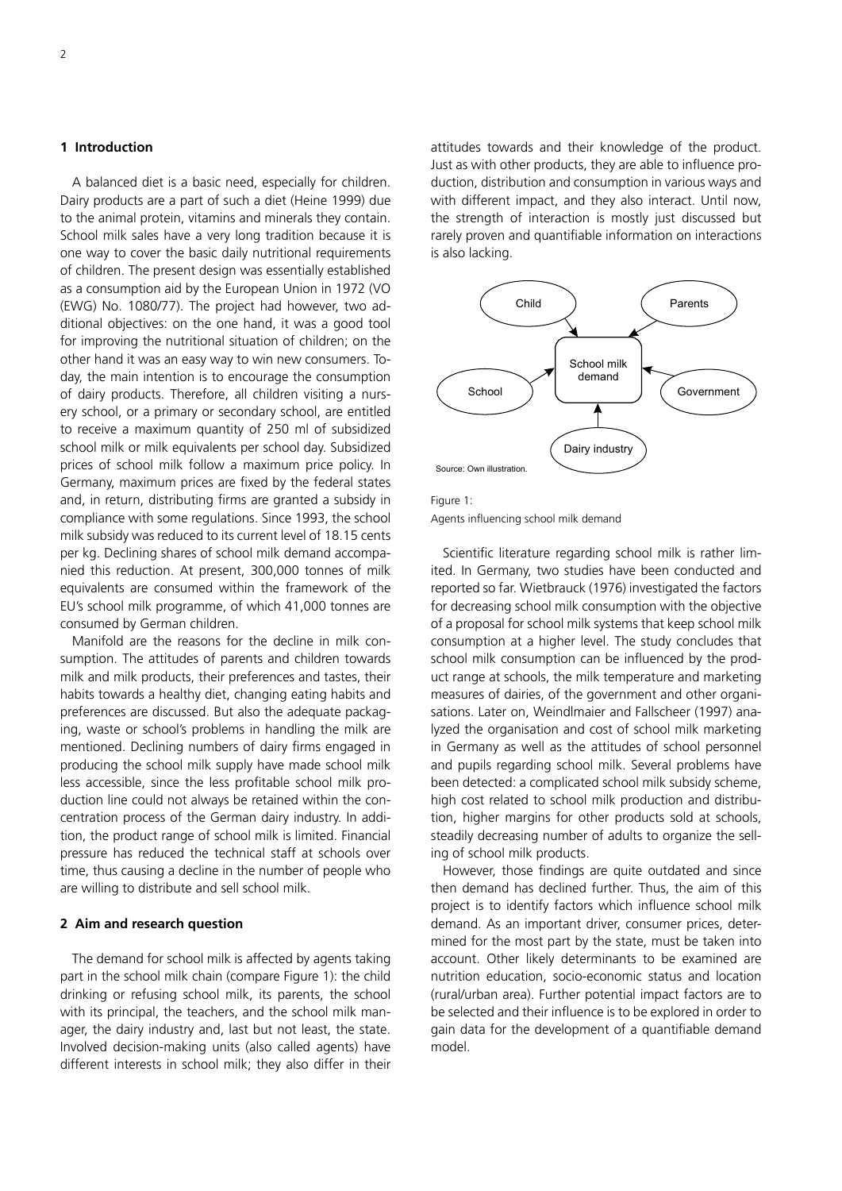## 1 Introduction

A balanced diet is a basic need, especially for children. Dairy products are a part of such a diet (Heine 1999) due to the animal protein, vitamins and minerals they contain. School milk sales have a very long tradition because it is one way to cover the basic daily nutritional requirements of children. The present design was essentially established as a consumption aid by the European Union in 1972 (VO (EWG) No. 1080/77). The project had however, two additional objectives: on the one hand, it was a good tool for improving the nutritional situation of children; on the other hand it was an easy way to win new consumers. Today, the main intention is to encourage the consumption of dairy products. Therefore, all children visiting a nursery school, or a primary or secondary school, are entitled to receive a maximum quantity of 250 ml of subsidized school milk or milk equivalents per school day. Subsidized prices of school milk follow a maximum price policy. In Germany, maximum prices are fixed by the federal states and, in return, distributing firms are granted a subsidy in compliance with some regulations. Since 1993, the school milk subsidy was reduced to its current level of 18.15 cents per kg. Declining shares of school milk demand accompanied this reduction. At present, 300,000 tonnes of milk equivalents are consumed within the framework of the EU's school milk programme, of which 41,000 tonnes are consumed by German children.

Manifold are the reasons for the decline in milk consumption. The attitudes of parents and children towards milk and milk products, their preferences and tastes, their habits towards a healthy diet, changing eating habits and preferences are discussed. But also the adequate packaging, waste or school's problems in handling the milk are mentioned. Declining numbers of dairy firms engaged in producing the school milk supply have made school milk less accessible, since the less profitable school milk production line could not always be retained within the concentration process of the German dairy industry. In addition, the product range of school milk is limited. Financial pressure has reduced the technical staff at schools over time, thus causing a decline in the number of people who are willing to distribute and sell school milk.

## 2 Aim and research question

The demand for school milk is affected by agents taking part in the school milk chain (compare Figure 1): the child drinking or refusing school milk, its parents, the school with its principal, the teachers, and the school milk manager, the dairy industry and, last but not least, the state. Involved decision-making units (also called agents) have different interests in school milk; they also differ in their attitudes towards and their knowledge of the product. Just as with other products, they are able to influence production, distribution and consumption in various ways and with different impact, and they also interact. Until now, the strength of interaction is mostly just discussed but rarely proven and quantifiable information on interactions is also lacking.

Child → School milk demand; Parents → School milk demand; School → School milk demand; Government → School milk demand; Dairy industry → School milk demand

Source: Own illustration.

Figure 1:
Agents influencing school milk demand

Scientific literature regarding school milk is rather limited. In Germany, two studies have been conducted and reported so far. Wietbrauck (1976) investigated the factors for decreasing school milk consumption with the objective of a proposal for school milk systems that keep school milk consumption at a higher level. The study concludes that school milk consumption can be influenced by the product range at schools, the milk temperature and marketing measures of dairies, of the government and other organisations. Later on, Weindlmaier and Fallscheer (1997) analyzed the organisation and cost of school milk marketing in Germany as well as the attitudes of school personnel and pupils regarding school milk. Several problems have been detected: a complicated school milk subsidy scheme, high cost related to school milk production and distribution, higher margins for other products sold at schools, steadily decreasing number of adults to organize the selling of school milk products.

However, those findings are quite outdated and since then demand has declined further. Thus, the aim of this project is to identify factors which influence school milk demand. As an important driver, consumer prices, determined for the most part by the state, must be taken into account. Other likely determinants to be examined are nutrition education, socio-economic status and location (rural/urban area). Further potential impact factors are to be selected and their influence is to be explored in order to gain data for the development of a quantifiable demand model.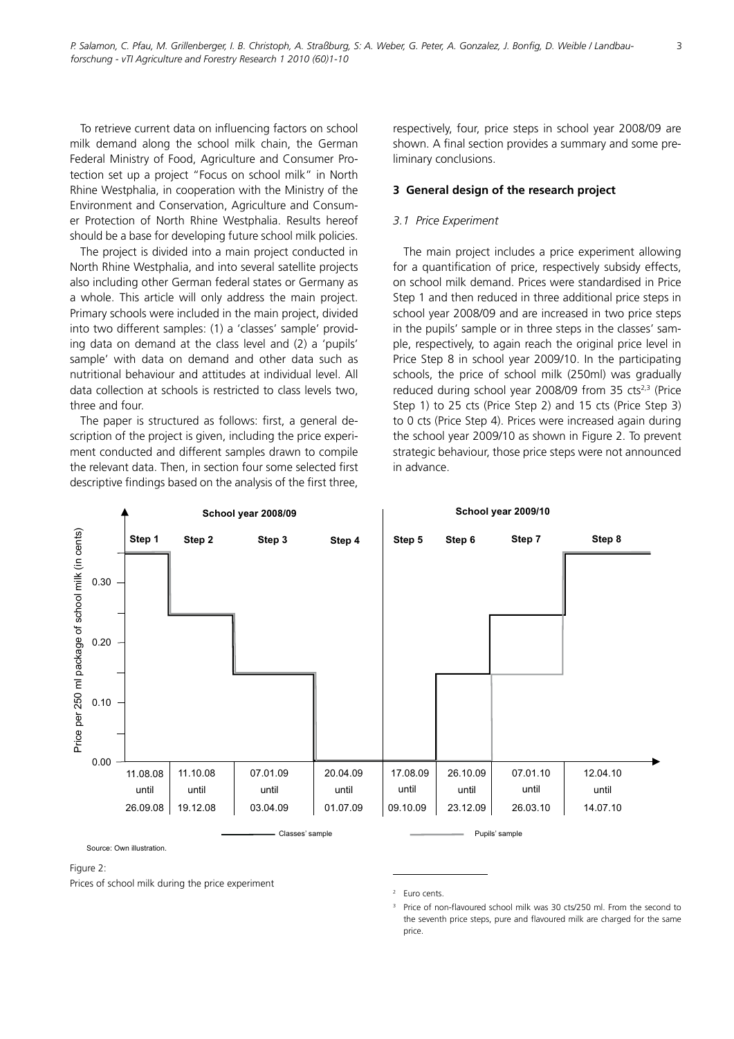To retrieve current data on influencing factors on school milk demand along the school milk chain, the German Federal Ministry of Food, Agriculture and Consumer Protection set up a project "Focus on school milk" in North Rhine Westphalia, in cooperation with the Ministry of the Environment and Conservation, Agriculture and Consumer Protection of North Rhine Westphalia. Results hereof should be a base for developing future school milk policies.

The project is divided into a main project conducted in North Rhine Westphalia, and into several satellite projects also including other German federal states or Germany as a whole. This article will only address the main project. Primary schools were included in the main project, divided into two different samples: (1) a 'classes' sample' providing data on demand at the class level and (2) a 'pupils' sample' with data on demand and other data such as nutritional behaviour and attitudes at individual level. All data collection at schools is restricted to class levels two, three and four.

The paper is structured as follows: first, a general description of the project is given, including the price experiment conducted and different samples drawn to compile the relevant data. Then, in section four some selected first descriptive findings based on the analysis of the first three, respectively, four, price steps in school year 2008/09 are shown. A final section provides a summary and some preliminary conclusions.

## 3 General design of the research project

### 3.1 Price Experiment

The main project includes a price experiment allowing for a quantification of price, respectively subsidy effects, on school milk demand. Prices were standardised in Price Step 1 and then reduced in three additional price steps in school year 2008/09 and are increased in two price steps in the pupils' sample or in three steps in the classes' sample, respectively, to again reach the original price level in Price Step 8 in school year 2009/10. In the participating schools, the price of school milk (250ml) was gradually reduced during school year 2008/09 from 35 cts[2,3] (Price Step 1) to 25 cts (Price Step 2) and 15 cts (Price Step 3) to 0 cts (Price Step 4). Prices were increased again during the school year 2009/10 as shown in Figure 2. To prevent strategic behaviour, those price steps were not announced in advance.

| | School year 2008/09 | | | | School year 2009/10 | | | |
|---|---|---|---|---|---|---|---|---|
| | Step 1 | Step 2 | Step 3 | Step 4 | Step 5 | Step 6 | Step 7 | Step 8 |
| Period | 11.08.08 until 26.09.08 | 11.10.08 until 19.12.08 | 07.01.09 until 03.04.09 | 20.04.09 until 01.07.09 | 17.08.09 until 09.10.09 | 26.10.09 until 23.12.09 | 07.01.10 until 26.03.10 | 12.04.10 until 14.07.10 |

Source: Own illustration.

Figure 2:

Prices of school milk during the price experiment

[2] Euro cents.

[3] Price of non-flavoured school milk was 30 cts/250 ml. From the second to the seventh price steps, pure and flavoured milk are charged for the same price.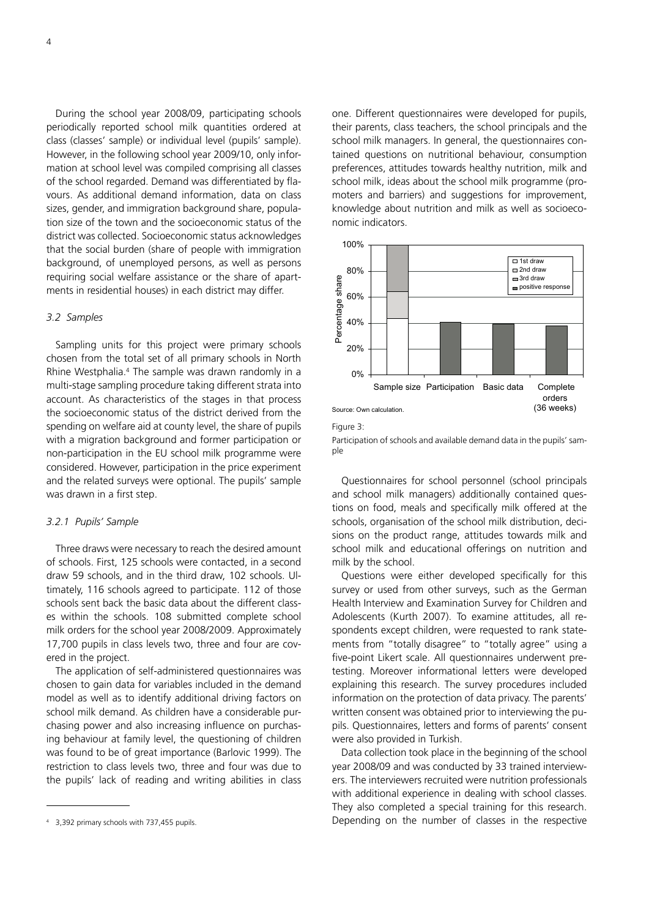During the school year 2008/09, participating schools periodically reported school milk quantities ordered at class (classes' sample) or individual level (pupils' sample). However, in the following school year 2009/10, only information at school level was compiled comprising all classes of the school regarded. Demand was differentiated by flavours. As additional demand information, data on class sizes, gender, and immigration background share, population size of the town and the socioeconomic status of the district was collected. Socioeconomic status acknowledges that the social burden (share of people with immigration background, of unemployed persons, as well as persons requiring social welfare assistance or the share of apartments in residential houses) in each district may differ.

### *3.2 Samples*

Sampling units for this project were primary schools chosen from the total set of all primary schools in North Rhine Westphalia.[4] The sample was drawn randomly in a multi-stage sampling procedure taking different strata into account. As characteristics of the stages in that process the socioeconomic status of the district derived from the spending on welfare aid at county level, the share of pupils with a migration background and former participation or non-participation in the EU school milk programme were considered. However, participation in the price experiment and the related surveys were optional. The pupils' sample was drawn in a first step.

#### *3.2.1 Pupils' Sample*

Three draws were necessary to reach the desired amount of schools. First, 125 schools were contacted, in a second draw 59 schools, and in the third draw, 102 schools. Ultimately, 116 schools agreed to participate. 112 of those schools sent back the basic data about the different classes within the schools. 108 submitted complete school milk orders for the school year 2008/2009. Approximately 17,700 pupils in class levels two, three and four are covered in the project.

The application of self-administered questionnaires was chosen to gain data for variables included in the demand model as well as to identify additional driving factors on school milk demand. As children have a considerable purchasing power and also increasing influence on purchasing behaviour at family level, the questioning of children was found to be of great importance (Barlovic 1999). The restriction to class levels two, three and four was due to the pupils' lack of reading and writing abilities in class one. Different questionnaires were developed for pupils, their parents, class teachers, the school principals and the school milk managers. In general, the questionnaires contained questions on nutritional behaviour, consumption preferences, attitudes towards healthy nutrition, milk and school milk, ideas about the school milk programme (promoters and barriers) and suggestions for improvement, knowledge about nutrition and milk as well as socioeconomic indicators.

Source: Own calculation.

Figure 3:

Participation of schools and available demand data in the pupils' sample

Questionnaires for school personnel (school principals and school milk managers) additionally contained questions on food, meals and specifically milk offered at the schools, organisation of the school milk distribution, decisions on the product range, attitudes towards milk and school milk and educational offerings on nutrition and milk by the school.

Questions were either developed specifically for this survey or used from other surveys, such as the German Health Interview and Examination Survey for Children and Adolescents (Kurth 2007). To examine attitudes, all respondents except children, were requested to rank statements from "totally disagree" to "totally agree" using a five-point Likert scale. All questionnaires underwent pretesting. Moreover informational letters were developed explaining this research. The survey procedures included information on the protection of data privacy. The parents' written consent was obtained prior to interviewing the pupils. Questionnaires, letters and forms of parents' consent were also provided in Turkish.

Data collection took place in the beginning of the school year 2008/09 and was conducted by 33 trained interviewers. The interviewers recruited were nutrition professionals with additional experience in dealing with school classes. They also completed a special training for this research. Depending on the number of classes in the respective

[4] 3,392 primary schools with 737,455 pupils.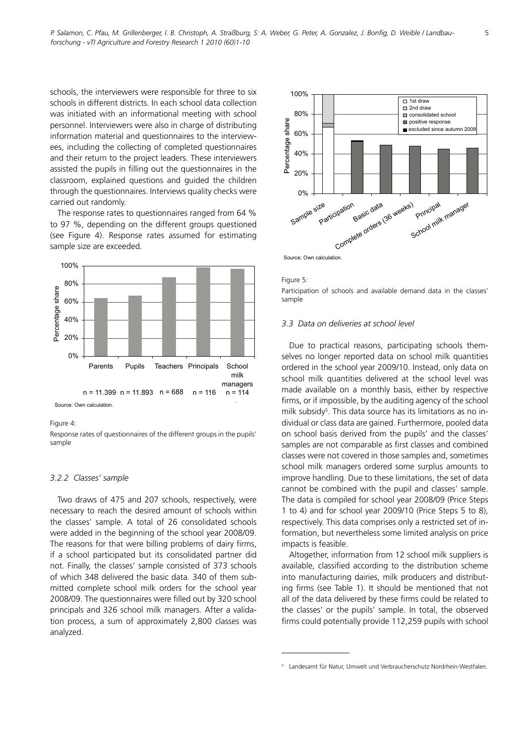schools, the interviewers were responsible for three to six schools in different districts. In each school data collection was initiated with an informational meeting with school personnel. Interviewers were also in charge of distributing information material and questionnaires to the interviewees, including the collecting of completed questionnaires and their return to the project leaders. These interviewers assisted the pupils in filling out the questionnaires in the classroom, explained questions and guided the children through the questionnaires. Interviews quality checks were carried out randomly.

The response rates to questionnaires ranged from 64 % to 97 %, depending on the different groups questioned (see Figure 4). Response rates assumed for estimating sample size are exceeded.

Source: Own calculation.

Figure 4:

Response rates of questionnaires of the different groups in the pupils' sample

### *3.2.2 Classes' sample*

Two draws of 475 and 207 schools, respectively, were necessary to reach the desired amount of schools within the classes' sample. A total of 26 consolidated schools were added in the beginning of the school year 2008/09. The reasons for that were billing problems of dairy firms, if a school participated but its consolidated partner did not. Finally, the classes' sample consisted of 373 schools of which 348 delivered the basic data. 340 of them submitted complete school milk orders for the school year 2008/09. The questionnaires were filled out by 320 school principals and 326 school milk managers. After a validation process, a sum of approximately 2,800 classes was analyzed.

Source: Own calculation.

Figure 5:

Participation of schools and available demand data in the classes' sample

### *3.3 Data on deliveries at school level*

Due to practical reasons, participating schools themselves no longer reported data on school milk quantities ordered in the school year 2009/10. Instead, only data on school milk quantities delivered at the school level was made available on a monthly basis, either by respective firms, or if impossible, by the auditing agency of the school milk subsidy[5]. This data source has its limitations as no individual or class data are gained. Furthermore, pooled data on school basis derived from the pupils' and the classes' samples are not comparable as first classes and combined classes were not covered in those samples and, sometimes school milk managers ordered some surplus amounts to improve handling. Due to these limitations, the set of data cannot be combined with the pupil and classes' sample. The data is compiled for school year 2008/09 (Price Steps 1 to 4) and for school year 2009/10 (Price Steps 5 to 8), respectively. This data comprises only a restricted set of information, but nevertheless some limited analysis on price impacts is feasible.

Altogether, information from 12 school milk suppliers is available, classified according to the distribution scheme into manufacturing dairies, milk producers and distributing firms (see Table 1). It should be mentioned that not all of the data delivered by these firms could be related to the classes' or the pupils' sample. In total, the observed firms could potentially provide 112,259 pupils with school

[5] Landesamt für Natur, Umwelt und Verbraucherschutz Nordrhein-Westfalen.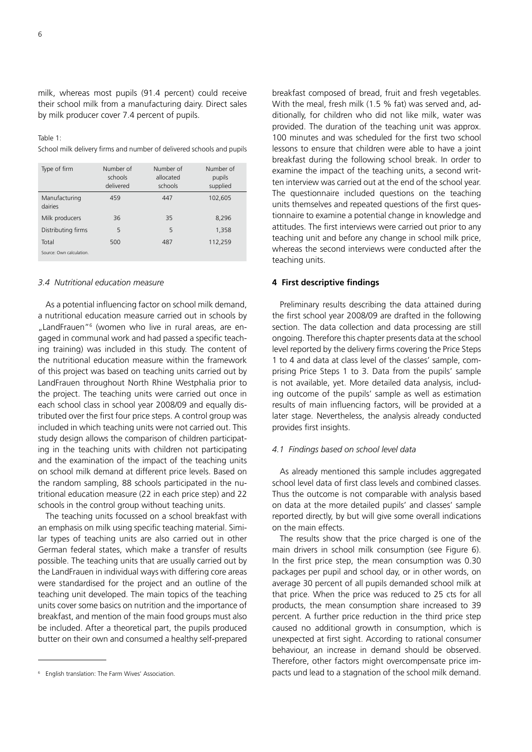milk, whereas most pupils (91.4 percent) could receive their school milk from a manufacturing dairy. Direct sales by milk producer cover 7.4 percent of pupils.

Table 1:
School milk delivery firms and number of delivered schools and pupils

| Type of firm | Number of schools delivered | Number of allocated schools | Number of pupils supplied |
|---|---|---|---|
| Manufacturing dairies | 459 | 447 | 102,605 |
| Milk producers | 36 | 35 | 8,296 |
| Distributing firms | 5 | 5 | 1,358 |
| Total | 500 | 487 | 112,259 |

Source: Own calculation.

### *3.4 Nutritional education measure*

As a potential influencing factor on school milk demand, a nutritional education measure carried out in schools by „LandFrauen"[6] (women who live in rural areas, are engaged in communal work and had passed a specific teaching training) was included in this study. The content of the nutritional education measure within the framework of this project was based on teaching units carried out by LandFrauen throughout North Rhine Westphalia prior to the project. The teaching units were carried out once in each school class in school year 2008/09 and equally distributed over the first four price steps. A control group was included in which teaching units were not carried out. This study design allows the comparison of children participating in the teaching units with children not participating and the examination of the impact of the teaching units on school milk demand at different price levels. Based on the random sampling, 88 schools participated in the nutritional education measure (22 in each price step) and 22 schools in the control group without teaching units.

The teaching units focussed on a school breakfast with an emphasis on milk using specific teaching material. Similar types of teaching units are also carried out in other German federal states, which make a transfer of results possible. The teaching units that are usually carried out by the LandFrauen in individual ways with differing core areas were standardised for the project and an outline of the teaching unit developed. The main topics of the teaching units cover some basics on nutrition and the importance of breakfast, and mention of the main food groups must also be included. After a theoretical part, the pupils produced butter on their own and consumed a healthy self-prepared breakfast composed of bread, fruit and fresh vegetables. With the meal, fresh milk (1.5 % fat) was served and, additionally, for children who did not like milk, water was provided. The duration of the teaching unit was approx. 100 minutes and was scheduled for the first two school lessons to ensure that children were able to have a joint breakfast during the following school break. In order to examine the impact of the teaching units, a second written interview was carried out at the end of the school year. The questionnaire included questions on the teaching units themselves and repeated questions of the first questionnaire to examine a potential change in knowledge and attitudes. The first interviews were carried out prior to any teaching unit and before any change in school milk price, whereas the second interviews were conducted after the teaching units.

## 4 First descriptive findings

Preliminary results describing the data attained during the first school year 2008/09 are drafted in the following section. The data collection and data processing are still ongoing. Therefore this chapter presents data at the school level reported by the delivery firms covering the Price Steps 1 to 4 and data at class level of the classes' sample, comprising Price Steps 1 to 3. Data from the pupils' sample is not available, yet. More detailed data analysis, including outcome of the pupils' sample as well as estimation results of main influencing factors, will be provided at a later stage. Nevertheless, the analysis already conducted provides first insights.

### *4.1 Findings based on school level data*

As already mentioned this sample includes aggregated school level data of first class levels and combined classes. Thus the outcome is not comparable with analysis based on data at the more detailed pupils' and classes' sample reported directly, by but will give some overall indications on the main effects.

The results show that the price charged is one of the main drivers in school milk consumption (see Figure 6). In the first price step, the mean consumption was 0.30 packages per pupil and school day, or in other words, on average 30 percent of all pupils demanded school milk at that price. When the price was reduced to 25 cts for all products, the mean consumption share increased to 39 percent. A further price reduction in the third price step caused no additional growth in consumption, which is unexpected at first sight. According to rational consumer behaviour, an increase in demand should be observed. Therefore, other factors might overcompensate price impacts und lead to a stagnation of the school milk demand.

[6] English translation: The Farm Wives' Association.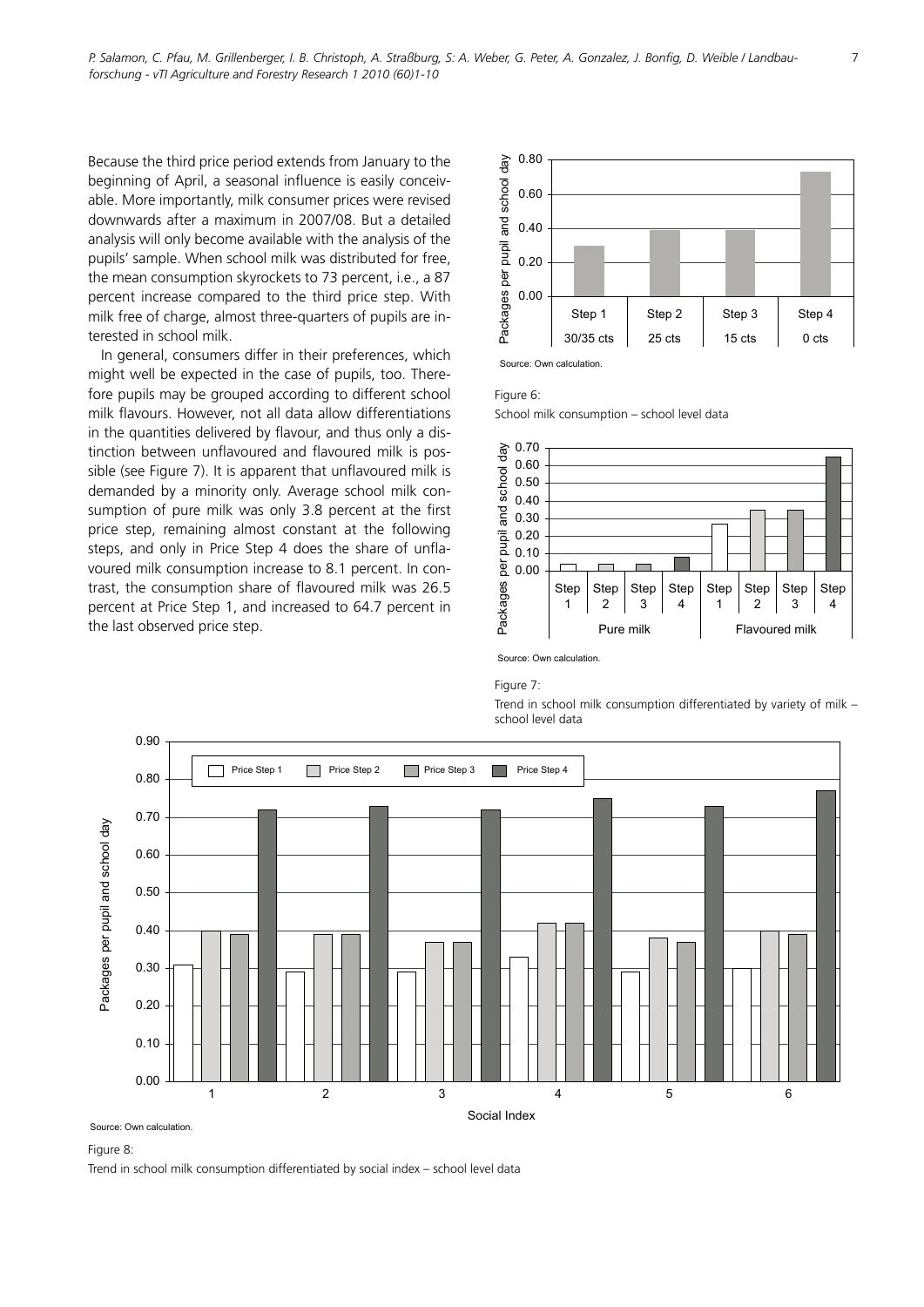Because the third price period extends from January to the beginning of April, a seasonal influence is easily conceivable. More importantly, milk consumer prices were revised downwards after a maximum in 2007/08. But a detailed analysis will only become available with the analysis of the pupils' sample. When school milk was distributed for free, the mean consumption skyrockets to 73 percent, i.e., a 87 percent increase compared to the third price step. With milk free of charge, almost three-quarters of pupils are interested in school milk.

In general, consumers differ in their preferences, which might well be expected in the case of pupils, too. Therefore pupils may be grouped according to different school milk flavours. However, not all data allow differentiations in the quantities delivered by flavour, and thus only a distinction between unflavoured and flavoured milk is possible (see Figure 7). It is apparent that unflavoured milk is demanded by a minority only. Average school milk consumption of pure milk was only 3.8 percent at the first price step, remaining almost constant at the following steps, and only in Price Step 4 does the share of unflavoured milk consumption increase to 8.1 percent. In contrast, the consumption share of flavoured milk was 26.5 percent at Price Step 1, and increased to 64.7 percent in the last observed price step.

Source: Own calculation.

Figure 6:
School milk consumption – school level data

Source: Own calculation.

Figure 7:
Trend in school milk consumption differentiated by variety of milk – school level data

Source: Own calculation.

Figure 8:
Trend in school milk consumption differentiated by social index – school level data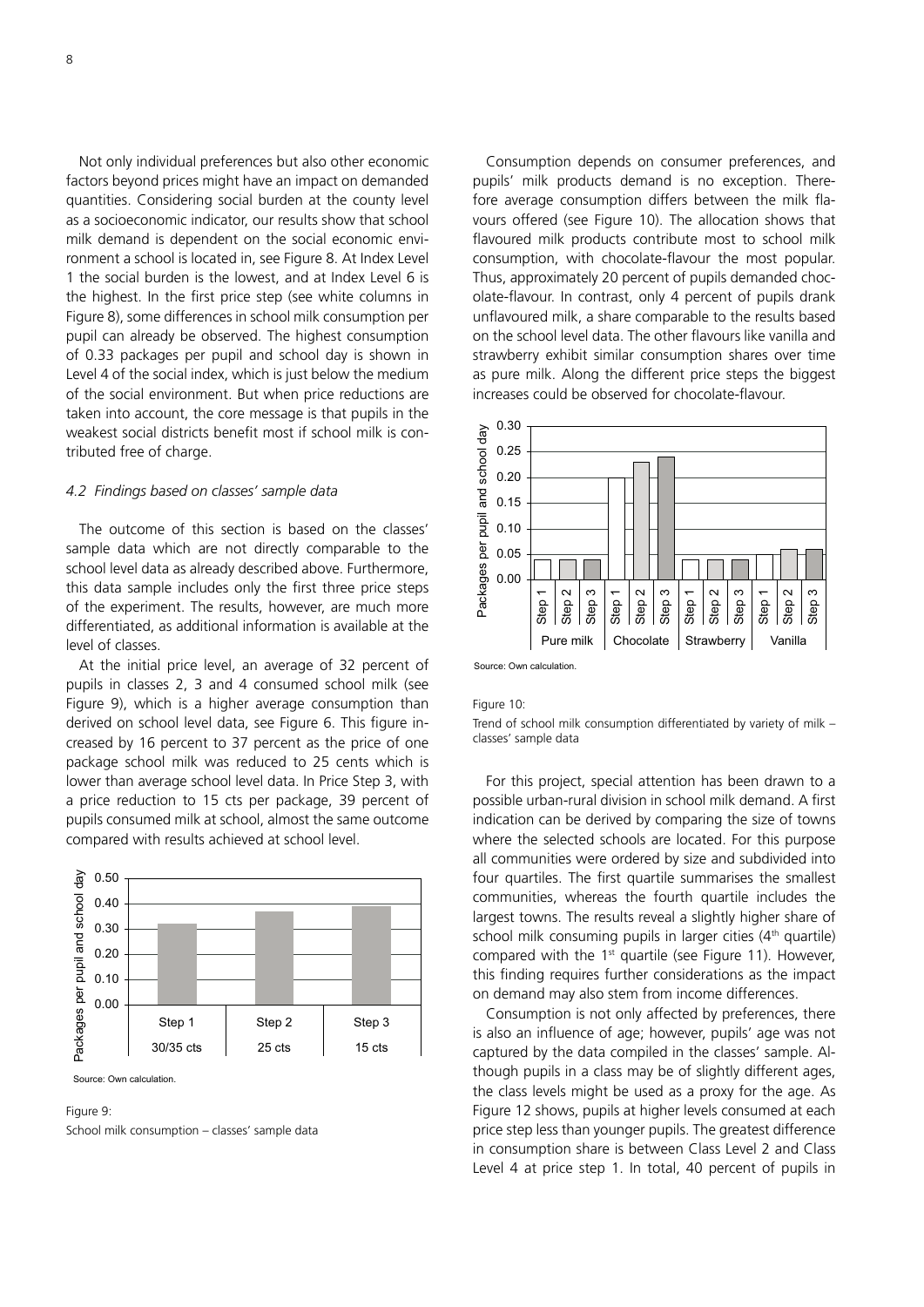Not only individual preferences but also other economic factors beyond prices might have an impact on demanded quantities. Considering social burden at the county level as a socioeconomic indicator, our results show that school milk demand is dependent on the social economic environment a school is located in, see Figure 8. At Index Level 1 the social burden is the lowest, and at Index Level 6 is the highest. In the first price step (see white columns in Figure 8), some differences in school milk consumption per pupil can already be observed. The highest consumption of 0.33 packages per pupil and school day is shown in Level 4 of the social index, which is just below the medium of the social environment. But when price reductions are taken into account, the core message is that pupils in the weakest social districts benefit most if school milk is contributed free of charge.

### *4.2 Findings based on classes' sample data*

The outcome of this section is based on the classes' sample data which are not directly comparable to the school level data as already described above. Furthermore, this data sample includes only the first three price steps of the experiment. The results, however, are much more differentiated, as additional information is available at the level of classes.

At the initial price level, an average of 32 percent of pupils in classes 2, 3 and 4 consumed school milk (see Figure 9), which is a higher average consumption than derived on school level data, see Figure 6. This figure increased by 16 percent to 37 percent as the price of one package school milk was reduced to 25 cents which is lower than average school level data. In Price Step 3, with a price reduction to 15 cts per package, 39 percent of pupils consumed milk at school, almost the same outcome compared with results achieved at school level.

Source: Own calculation.

Figure 9:
School milk consumption – classes' sample data

Consumption depends on consumer preferences, and pupils' milk products demand is no exception. Therefore average consumption differs between the milk flavours offered (see Figure 10). The allocation shows that flavoured milk products contribute most to school milk consumption, with chocolate-flavour the most popular. Thus, approximately 20 percent of pupils demanded chocolate-flavour. In contrast, only 4 percent of pupils drank unflavoured milk, a share comparable to the results based on the school level data. The other flavours like vanilla and strawberry exhibit similar consumption shares over time as pure milk. Along the different price steps the biggest increases could be observed for chocolate-flavour.

Source: Own calculation.

Figure 10:
Trend of school milk consumption differentiated by variety of milk – classes' sample data

For this project, special attention has been drawn to a possible urban-rural division in school milk demand. A first indication can be derived by comparing the size of towns where the selected schools are located. For this purpose all communities were ordered by size and subdivided into four quartiles. The first quartile summarises the smallest communities, whereas the fourth quartile includes the largest towns. The results reveal a slightly higher share of school milk consuming pupils in larger cities (4$^{th}$ quartile) compared with the 1$^{st}$ quartile (see Figure 11). However, this finding requires further considerations as the impact on demand may also stem from income differences.

Consumption is not only affected by preferences, there is also an influence of age; however, pupils' age was not captured by the data compiled in the classes' sample. Although pupils in a class may be of slightly different ages, the class levels might be used as a proxy for the age. As Figure 12 shows, pupils at higher levels consumed at each price step less than younger pupils. The greatest difference in consumption share is between Class Level 2 and Class Level 4 at price step 1. In total, 40 percent of pupils in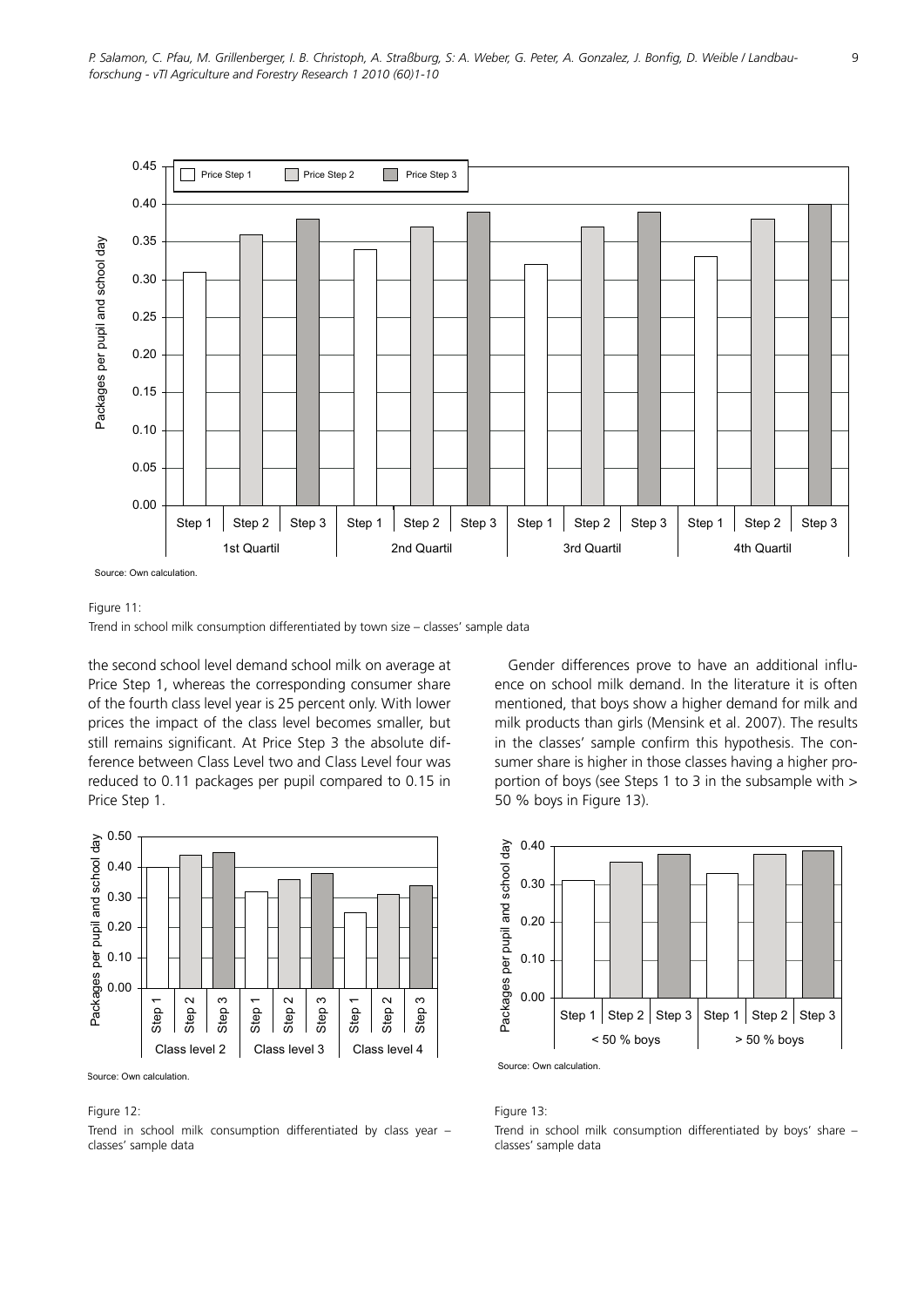Source: Own calculation.

Figure 11:
Trend in school milk consumption differentiated by town size – classes' sample data

the second school level demand school milk on average at Price Step 1, whereas the corresponding consumer share of the fourth class level year is 25 percent only. With lower prices the impact of the class level becomes smaller, but still remains significant. At Price Step 3 the absolute difference between Class Level two and Class Level four was reduced to 0.11 packages per pupil compared to 0.15 in Price Step 1.

Source: Own calculation.

Figure 12:
Trend in school milk consumption differentiated by class year – classes' sample data

Gender differences prove to have an additional influence on school milk demand. In the literature it is often mentioned, that boys show a higher demand for milk and milk products than girls (Mensink et al. 2007). The results in the classes' sample confirm this hypothesis. The consumer share is higher in those classes having a higher proportion of boys (see Steps 1 to 3 in the subsample with > 50 % boys in Figure 13).

Source: Own calculation.

Figure 13:
Trend in school milk consumption differentiated by boys' share – classes' sample data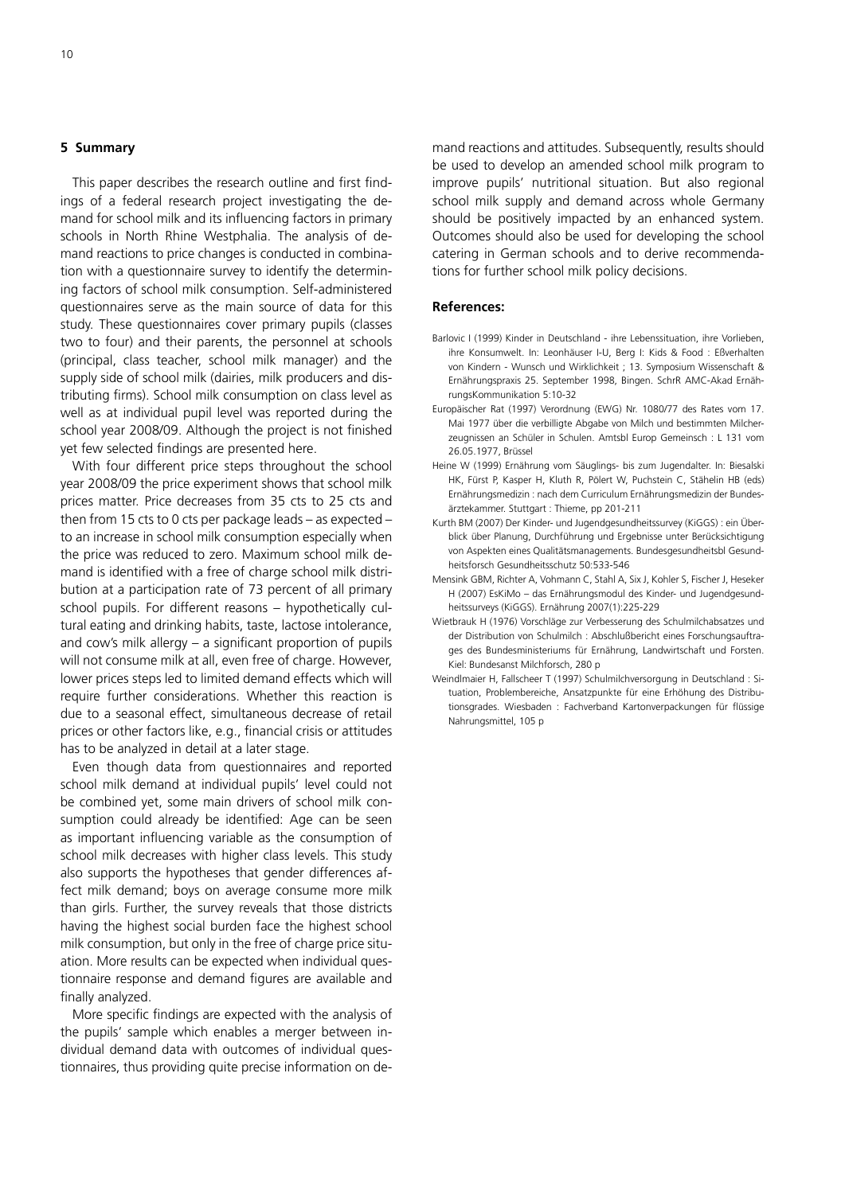## 5 Summary

This paper describes the research outline and first findings of a federal research project investigating the demand for school milk and its influencing factors in primary schools in North Rhine Westphalia. The analysis of demand reactions to price changes is conducted in combination with a questionnaire survey to identify the determining factors of school milk consumption. Self-administered questionnaires serve as the main source of data for this study. These questionnaires cover primary pupils (classes two to four) and their parents, the personnel at schools (principal, class teacher, school milk manager) and the supply side of school milk (dairies, milk producers and distributing firms). School milk consumption on class level as well as at individual pupil level was reported during the school year 2008/09. Although the project is not finished yet few selected findings are presented here.

With four different price steps throughout the school year 2008/09 the price experiment shows that school milk prices matter. Price decreases from 35 cts to 25 cts and then from 15 cts to 0 cts per package leads – as expected – to an increase in school milk consumption especially when the price was reduced to zero. Maximum school milk demand is identified with a free of charge school milk distribution at a participation rate of 73 percent of all primary school pupils. For different reasons – hypothetically cultural eating and drinking habits, taste, lactose intolerance, and cow's milk allergy – a significant proportion of pupils will not consume milk at all, even free of charge. However, lower prices steps led to limited demand effects which will require further considerations. Whether this reaction is due to a seasonal effect, simultaneous decrease of retail prices or other factors like, e.g., financial crisis or attitudes has to be analyzed in detail at a later stage.

Even though data from questionnaires and reported school milk demand at individual pupils' level could not be combined yet, some main drivers of school milk consumption could already be identified: Age can be seen as important influencing variable as the consumption of school milk decreases with higher class levels. This study also supports the hypotheses that gender differences affect milk demand; boys on average consume more milk than girls. Further, the survey reveals that those districts having the highest social burden face the highest school milk consumption, but only in the free of charge price situation. More results can be expected when individual questionnaire response and demand figures are available and finally analyzed.

More specific findings are expected with the analysis of the pupils' sample which enables a merger between individual demand data with outcomes of individual questionnaires, thus providing quite precise information on demand reactions and attitudes. Subsequently, results should be used to develop an amended school milk program to improve pupils' nutritional situation. But also regional school milk supply and demand across whole Germany should be positively impacted by an enhanced system. Outcomes should also be used for developing the school catering in German schools and to derive recommendations for further school milk policy decisions.

### References:

Barlovic I (1999) Kinder in Deutschland - ihre Lebenssituation, ihre Vorlieben, ihre Konsumwelt. In: Leonhäuser I-U, Berg I: Kids & Food : Eßverhalten von Kindern - Wunsch und Wirklichkeit ; 13. Symposium Wissenschaft & Ernährungspraxis 25. September 1998, Bingen. SchrR AMC-Akad ErnährungsKommunikation 5:10-32

Europäischer Rat (1997) Verordnung (EWG) Nr. 1080/77 des Rates vom 17. Mai 1977 über die verbilligte Abgabe von Milch und bestimmten Milcherzeugnissen an Schüler in Schulen. Amtsbl Europ Gemeinsch : L 131 vom 26.05.1977, Brüssel

Heine W (1999) Ernährung vom Säuglings- bis zum Jugendalter. In: Biesalski HK, Fürst P, Kasper H, Kluth R, Pölert W, Puchstein C, Stähelin HB (eds) Ernährungsmedizin : nach dem Curriculum Ernährungsmedizin der Bundesärztekammer. Stuttgart : Thieme, pp 201-211

Kurth BM (2007) Der Kinder- und Jugendgesundheitssurvey (KiGGS) : ein Überblick über Planung, Durchführung und Ergebnisse unter Berücksichtigung von Aspekten eines Qualitätsmanagements. Bundesgesundheitsbl Gesundheitsforsch Gesundheitsschutz 50:533-546

Mensink GBM, Richter A, Vohmann C, Stahl A, Six J, Kohler S, Fischer J, Heseker H (2007) EsKiMo – das Ernährungsmodul des Kinder- und Jugendgesundheitssurveys (KiGGS). Ernährung 2007(1):225-229

Wietbrauk H (1976) Vorschläge zur Verbesserung des Schulmilchabsatzes und der Distribution von Schulmilch : Abschlußbericht eines Forschungsauftrages des Bundesministeriums für Ernährung, Landwirtschaft und Forsten. Kiel: Bundesanst Milchforsch, 280 p

Weindlmaier H, Fallscheer T (1997) Schulmilchversorgung in Deutschland : Situation, Problembereiche, Ansatzpunkte für eine Erhöhung des Distributionsgrades. Wiesbaden : Fachverband Kartonverpackungen für flüssige Nahrungsmittel, 105 p